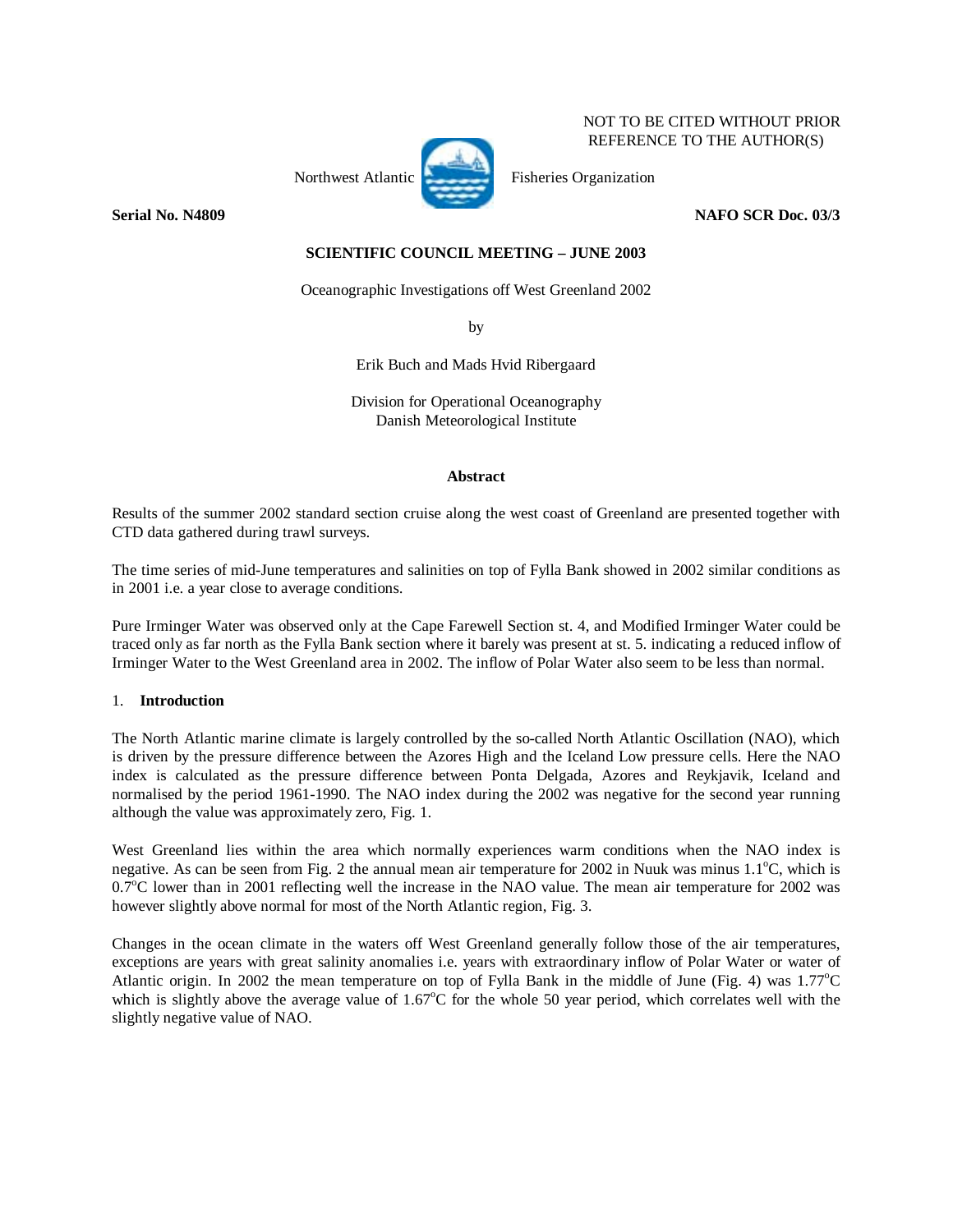NOT TO BE CITED WITHOUT PRIOR REFERENCE TO THE AUTHOR(S)

Northwest Atlantic Fisheries Organization

**Serial No. N4809** **NAFO SCR Doc. 03/3**

**SCIENTIFIC COUNCIL MEETING – JUNE 2003**

# Oceanographic Investigations off West Greenland 2002

by

Erik Buch and Mads Hvid Ribergaard

Division for Operational Oceanography
Danish Meteorological Institute

## Abstract

Results of the summer 2002 standard section cruise along the west coast of Greenland are presented together with CTD data gathered during trawl surveys.

The time series of mid-June temperatures and salinities on top of Fylla Bank showed in 2002 similar conditions as in 2001 i.e. a year close to average conditions.

Pure Irminger Water was observed only at the Cape Farewell Section st. 4, and Modified Irminger Water could be traced only as far north as the Fylla Bank section where it barely was present at st. 5. indicating a reduced inflow of Irminger Water to the West Greenland area in 2002. The inflow of Polar Water also seem to be less than normal.

## 1. **Introduction**

The North Atlantic marine climate is largely controlled by the so-called North Atlantic Oscillation (NAO), which is driven by the pressure difference between the Azores High and the Iceland Low pressure cells. Here the NAO index is calculated as the pressure difference between Ponta Delgada, Azores and Reykjavik, Iceland and normalised by the period 1961-1990. The NAO index during the 2002 was negative for the second year running although the value was approximately zero, Fig. 1.

West Greenland lies within the area which normally experiences warm conditions when the NAO index is negative. As can be seen from Fig. 2 the annual mean air temperature for 2002 in Nuuk was minus 1.1°C, which is 0.7°C lower than in 2001 reflecting well the increase in the NAO value. The mean air temperature for 2002 was however slightly above normal for most of the North Atlantic region, Fig. 3.

Changes in the ocean climate in the waters off West Greenland generally follow those of the air temperatures, exceptions are years with great salinity anomalies i.e. years with extraordinary inflow of Polar Water or water of Atlantic origin. In 2002 the mean temperature on top of Fylla Bank in the middle of June (Fig. 4) was 1.77°C which is slightly above the average value of 1.67°C for the whole 50 year period, which correlates well with the slightly negative value of NAO.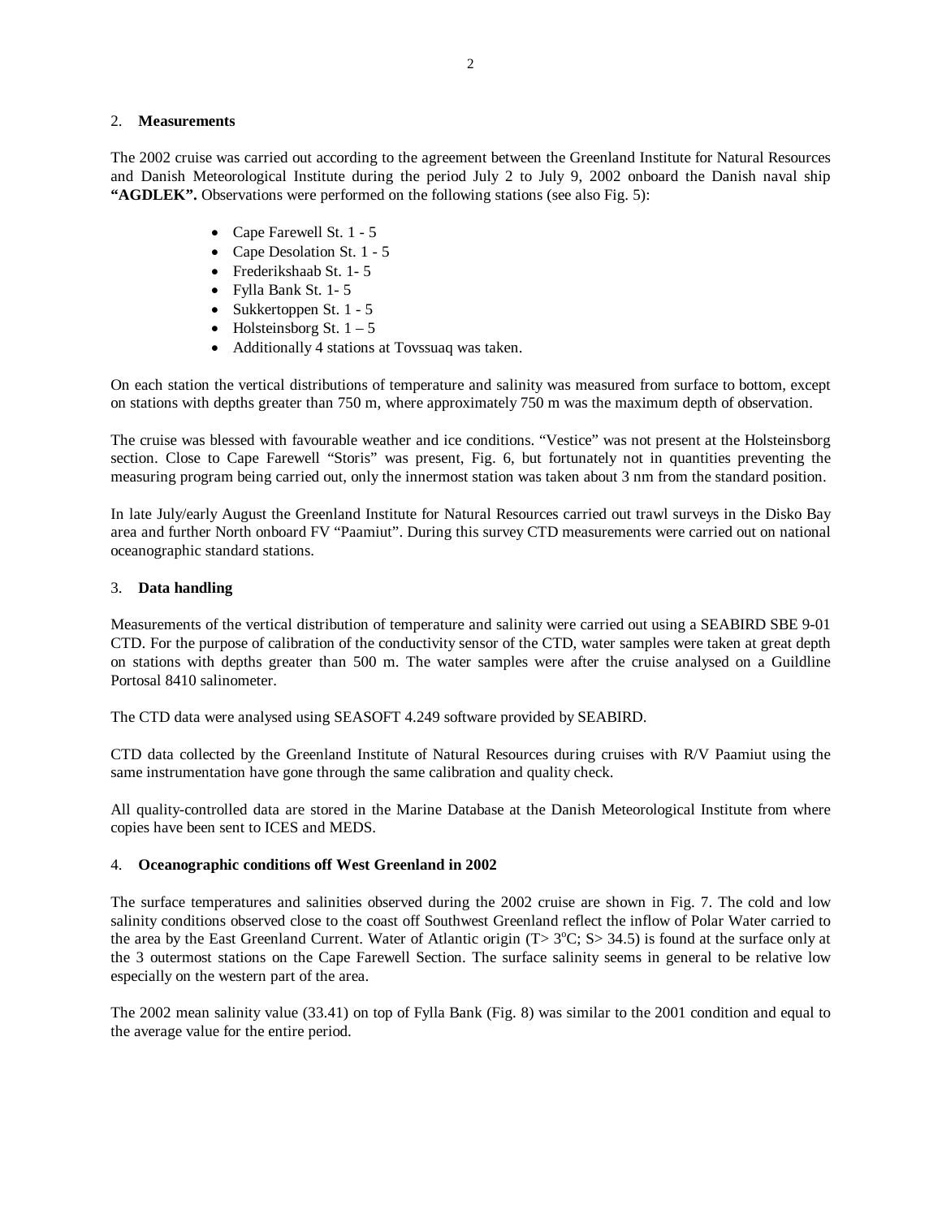## 2. **Measurements**

The 2002 cruise was carried out according to the agreement between the Greenland Institute for Natural Resources and Danish Meteorological Institute during the period July 2 to July 9, 2002 onboard the Danish naval ship **"AGDLEK".** Observations were performed on the following stations (see also Fig. 5):

- Cape Farewell St. 1 - 5
- Cape Desolation St. 1 - 5
- Frederikshaab St. 1- 5
- Fylla Bank St. 1- 5
- Sukkertoppen St. 1 - 5
- Holsteinsborg St. 1 – 5
- Additionally 4 stations at Tovssuaq was taken.

On each station the vertical distributions of temperature and salinity was measured from surface to bottom, except on stations with depths greater than 750 m, where approximately 750 m was the maximum depth of observation.

The cruise was blessed with favourable weather and ice conditions. "Vestice" was not present at the Holsteinsborg section. Close to Cape Farewell "Storis" was present, Fig. 6, but fortunately not in quantities preventing the measuring program being carried out, only the innermost station was taken about 3 nm from the standard position.

In late July/early August the Greenland Institute for Natural Resources carried out trawl surveys in the Disko Bay area and further North onboard FV "Paamiut". During this survey CTD measurements were carried out on national oceanographic standard stations.

## 3. **Data handling**

Measurements of the vertical distribution of temperature and salinity were carried out using a SEABIRD SBE 9-01 CTD. For the purpose of calibration of the conductivity sensor of the CTD, water samples were taken at great depth on stations with depths greater than 500 m. The water samples were after the cruise analysed on a Guildline Portosal 8410 salinometer.

The CTD data were analysed using SEASOFT 4.249 software provided by SEABIRD.

CTD data collected by the Greenland Institute of Natural Resources during cruises with R/V Paamiut using the same instrumentation have gone through the same calibration and quality check.

All quality-controlled data are stored in the Marine Database at the Danish Meteorological Institute from where copies have been sent to ICES and MEDS.

## 4. **Oceanographic conditions off West Greenland in 2002**

The surface temperatures and salinities observed during the 2002 cruise are shown in Fig. 7. The cold and low salinity conditions observed close to the coast off Southwest Greenland reflect the inflow of Polar Water carried to the area by the East Greenland Current. Water of Atlantic origin ($T > 3^{o}C$; $S > 34.5$) is found at the surface only at the 3 outermost stations on the Cape Farewell Section. The surface salinity seems in general to be relative low especially on the western part of the area.

The 2002 mean salinity value (33.41) on top of Fylla Bank (Fig. 8) was similar to the 2001 condition and equal to the average value for the entire period.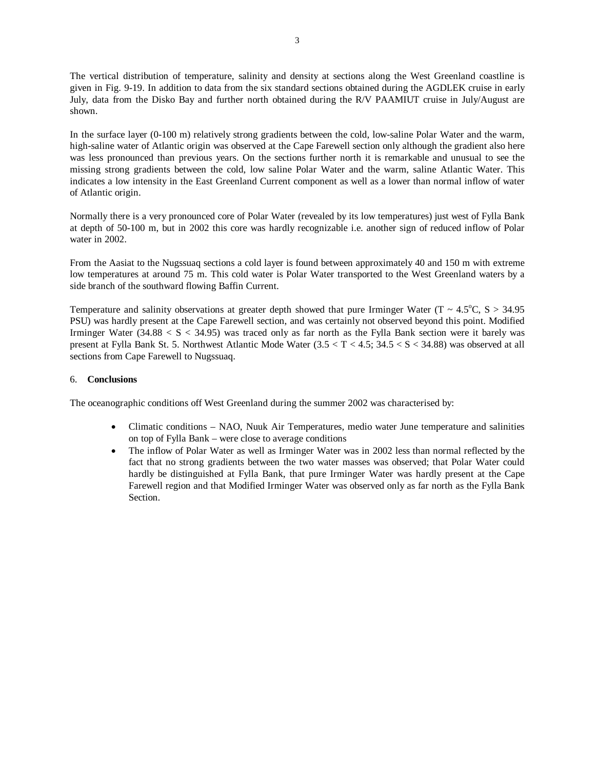The vertical distribution of temperature, salinity and density at sections along the West Greenland coastline is given in Fig. 9-19. In addition to data from the six standard sections obtained during the AGDLEK cruise in early July, data from the Disko Bay and further north obtained during the R/V PAAMIUT cruise in July/August are shown.

In the surface layer (0-100 m) relatively strong gradients between the cold, low-saline Polar Water and the warm, high-saline water of Atlantic origin was observed at the Cape Farewell section only although the gradient also here was less pronounced than previous years. On the sections further north it is remarkable and unusual to see the missing strong gradients between the cold, low saline Polar Water and the warm, saline Atlantic Water. This indicates a low intensity in the East Greenland Current component as well as a lower than normal inflow of water of Atlantic origin.

Normally there is a very pronounced core of Polar Water (revealed by its low temperatures) just west of Fylla Bank at depth of 50-100 m, but in 2002 this core was hardly recognizable i.e. another sign of reduced inflow of Polar water in 2002.

From the Aasiat to the Nugssuaq sections a cold layer is found between approximately 40 and 150 m with extreme low temperatures at around 75 m. This cold water is Polar Water transported to the West Greenland waters by a side branch of the southward flowing Baffin Current.

Temperature and salinity observations at greater depth showed that pure Irminger Water ($T \sim 4.5^{o}C$, $S > 34.95$ PSU) was hardly present at the Cape Farewell section, and was certainly not observed beyond this point. Modified Irminger Water ($34.88 < S < 34.95$) was traced only as far north as the Fylla Bank section were it barely was present at Fylla Bank St. 5. Northwest Atlantic Mode Water ($3.5 < T < 4.5$; $34.5 < S < 34.88$) was observed at all sections from Cape Farewell to Nugssuaq.

## 6. **Conclusions**

The oceanographic conditions off West Greenland during the summer 2002 was characterised by:

- Climatic conditions – NAO, Nuuk Air Temperatures, medio water June temperature and salinities on top of Fylla Bank – were close to average conditions
- The inflow of Polar Water as well as Irminger Water was in 2002 less than normal reflected by the fact that no strong gradients between the two water masses was observed; that Polar Water could hardly be distinguished at Fylla Bank, that pure Irminger Water was hardly present at the Cape Farewell region and that Modified Irminger Water was observed only as far north as the Fylla Bank Section.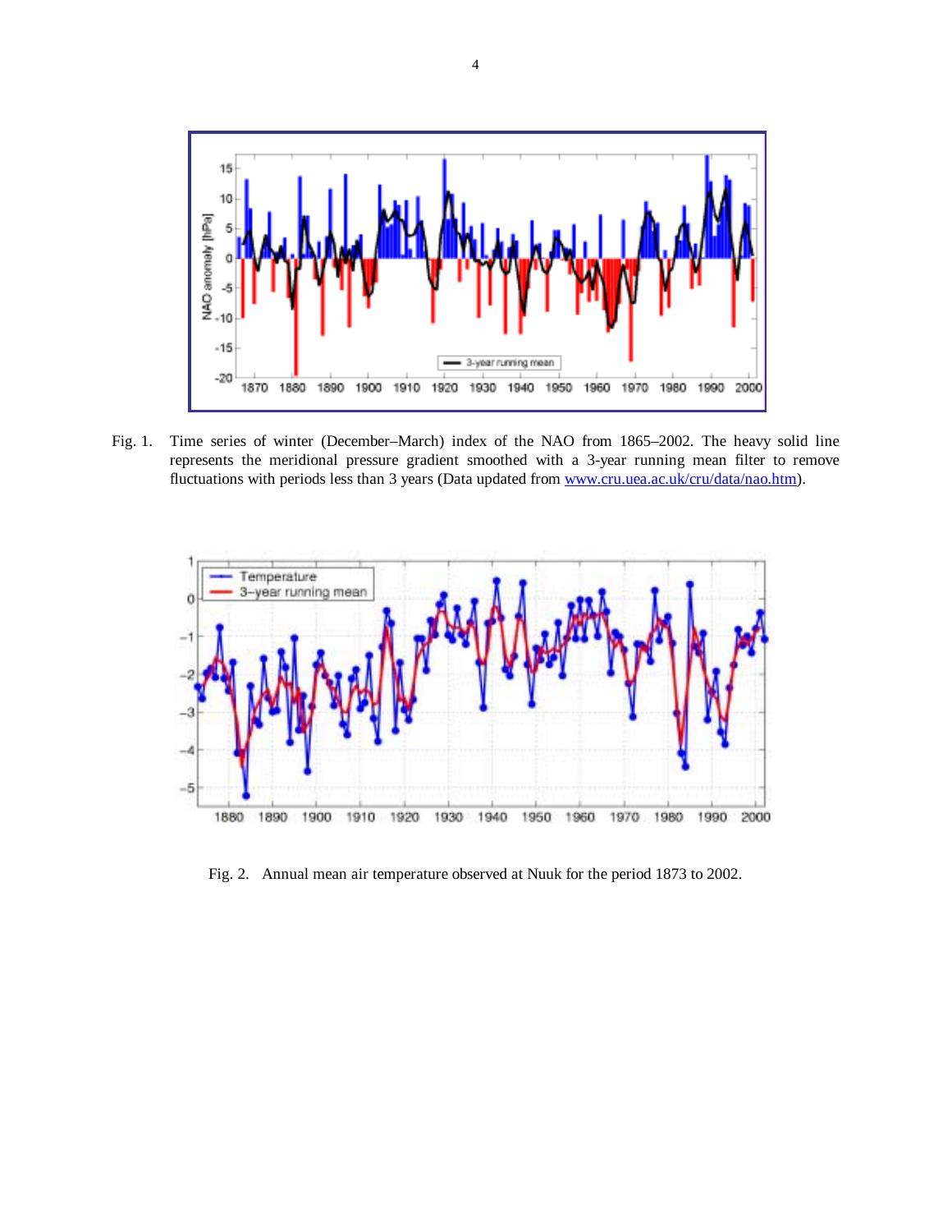Fig. 1. Time series of winter (December–March) index of the NAO from 1865–2002. The heavy solid line represents the meridional pressure gradient smoothed with a 3-year running mean filter to remove fluctuations with periods less than 3 years (Data updated from www.cru.uea.ac.uk/cru/data/nao.htm).

Fig. 2. Annual mean air temperature observed at Nuuk for the period 1873 to 2002.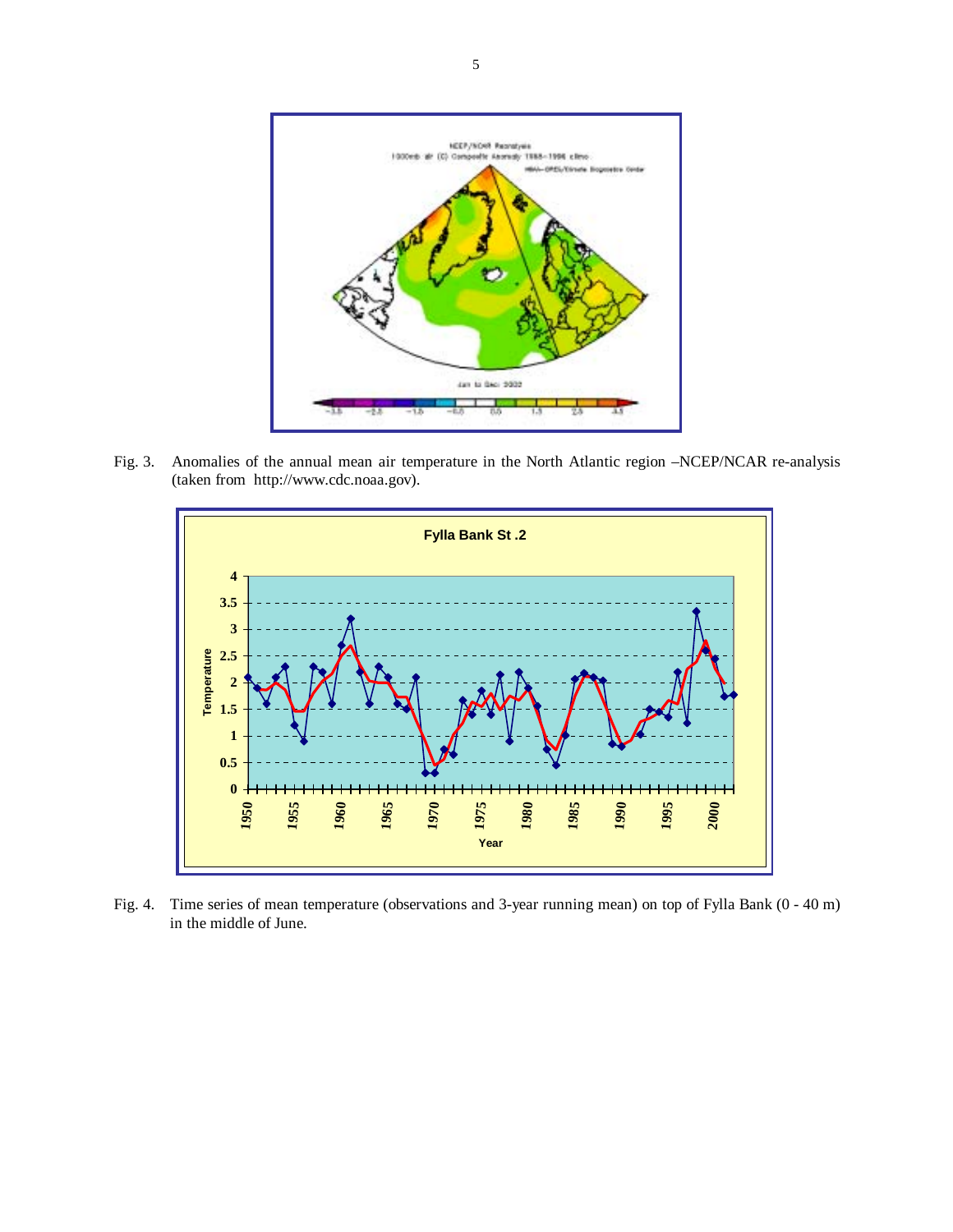Fig. 3. Anomalies of the annual mean air temperature in the North Atlantic region –NCEP/NCAR re-analysis (taken from http://www.cdc.noaa.gov).

Fig. 4. Time series of mean temperature (observations and 3-year running mean) on top of Fylla Bank (0 - 40 m) in the middle of June.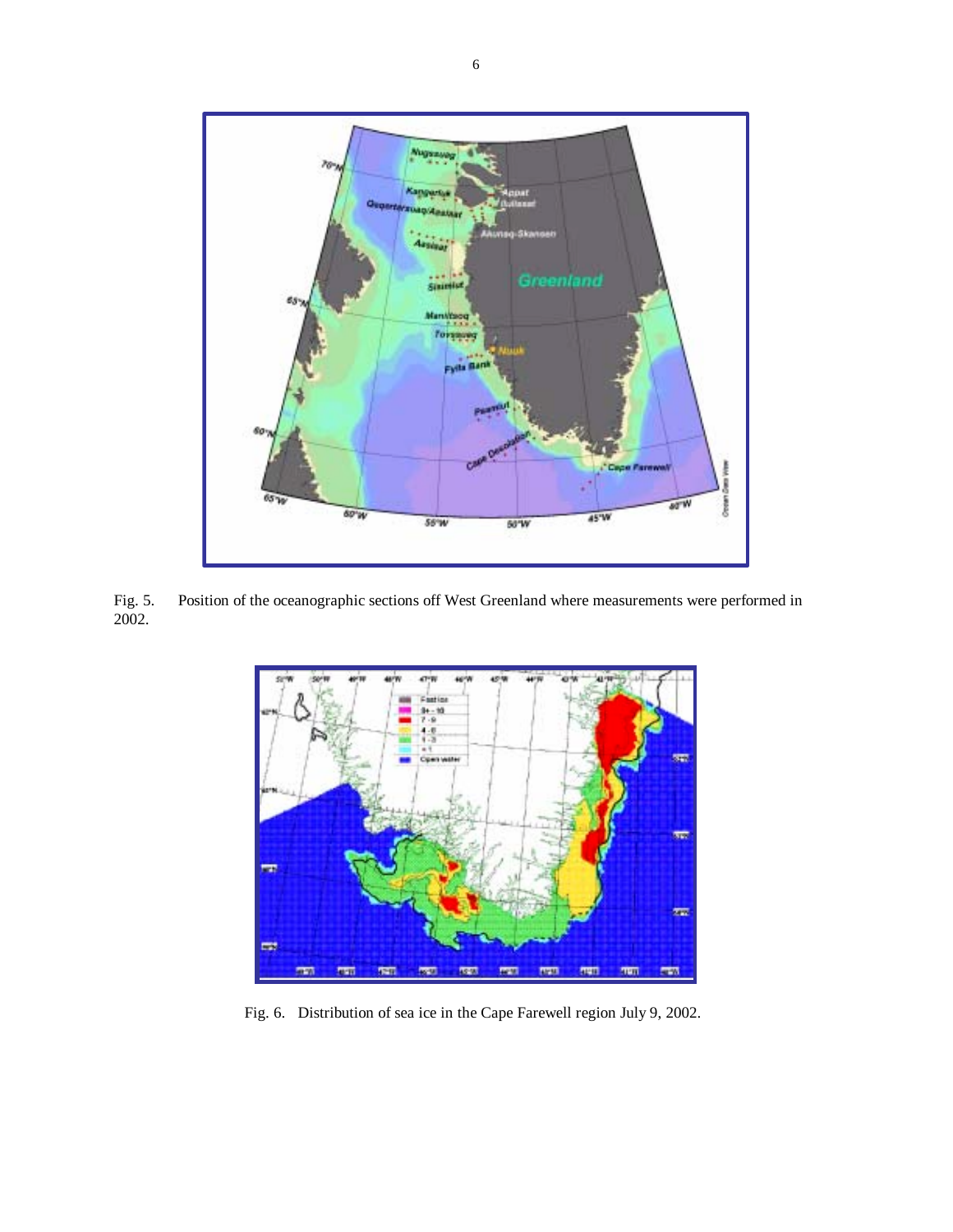Fig. 5. Position of the oceanographic sections off West Greenland where measurements were performed in 2002.

Fig. 6. Distribution of sea ice in the Cape Farewell region July 9, 2002.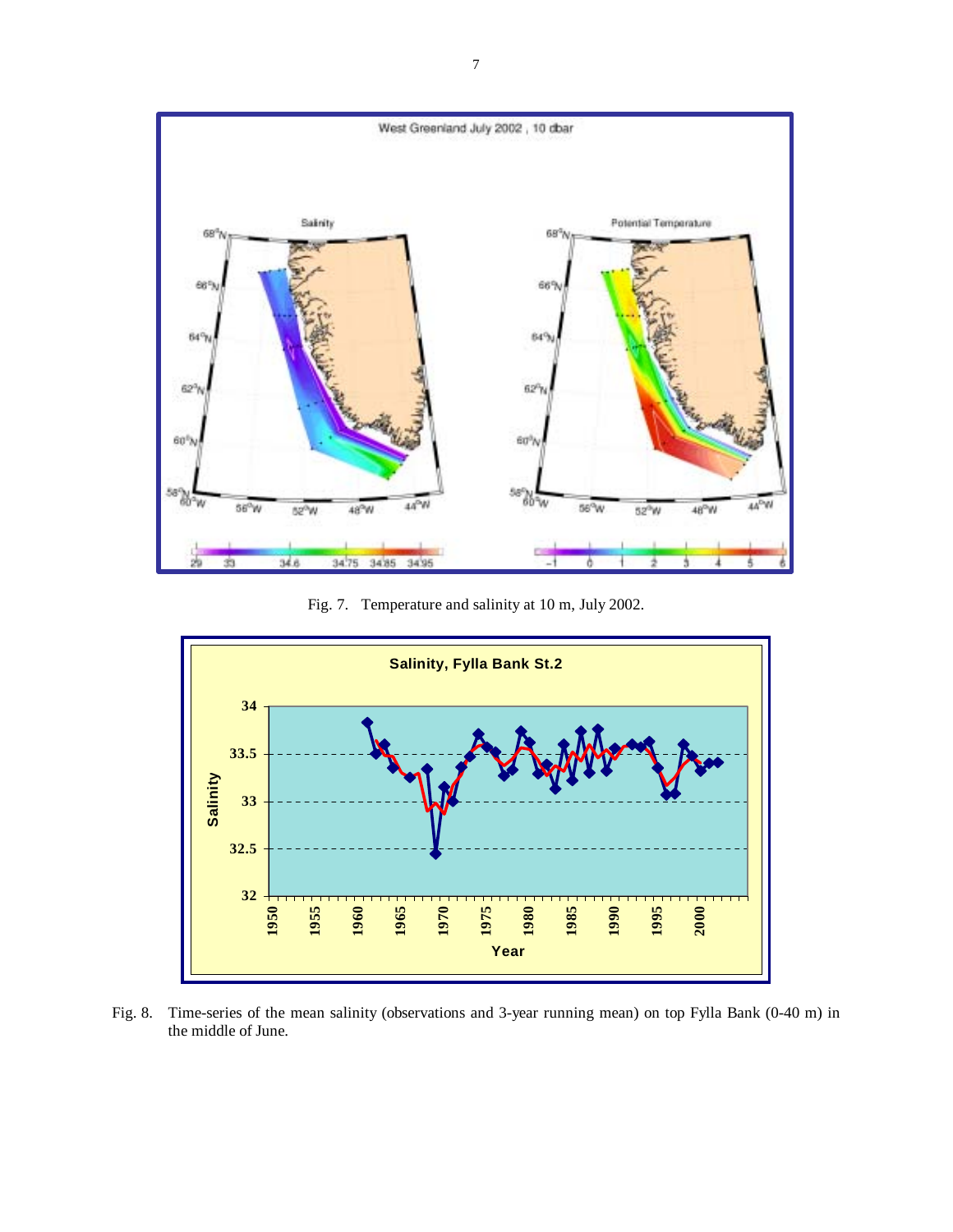Fig. 7. Temperature and salinity at 10 m, July 2002.

Fig. 8. Time-series of the mean salinity (observations and 3-year running mean) on top Fylla Bank (0-40 m) in the middle of June.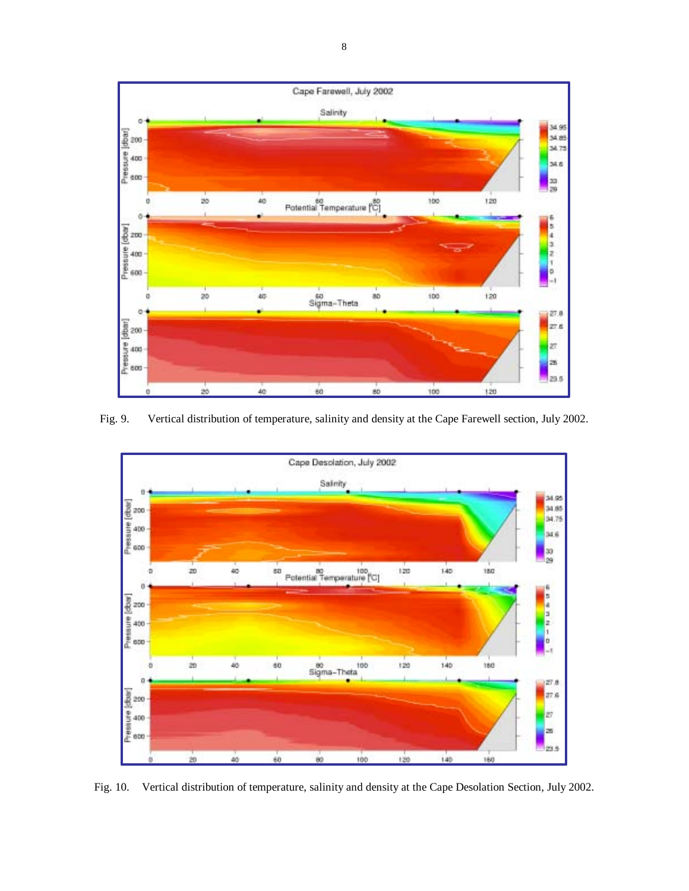Fig. 9. Vertical distribution of temperature, salinity and density at the Cape Farewell section, July 2002.

Fig. 10. Vertical distribution of temperature, salinity and density at the Cape Desolation Section, July 2002.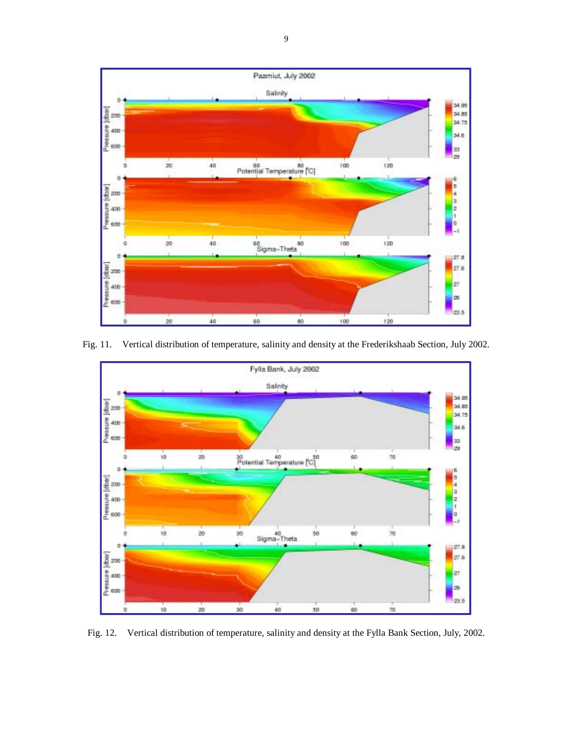Fig. 11. Vertical distribution of temperature, salinity and density at the Frederikshaab Section, July 2002.

Fig. 12. Vertical distribution of temperature, salinity and density at the Fylla Bank Section, July, 2002.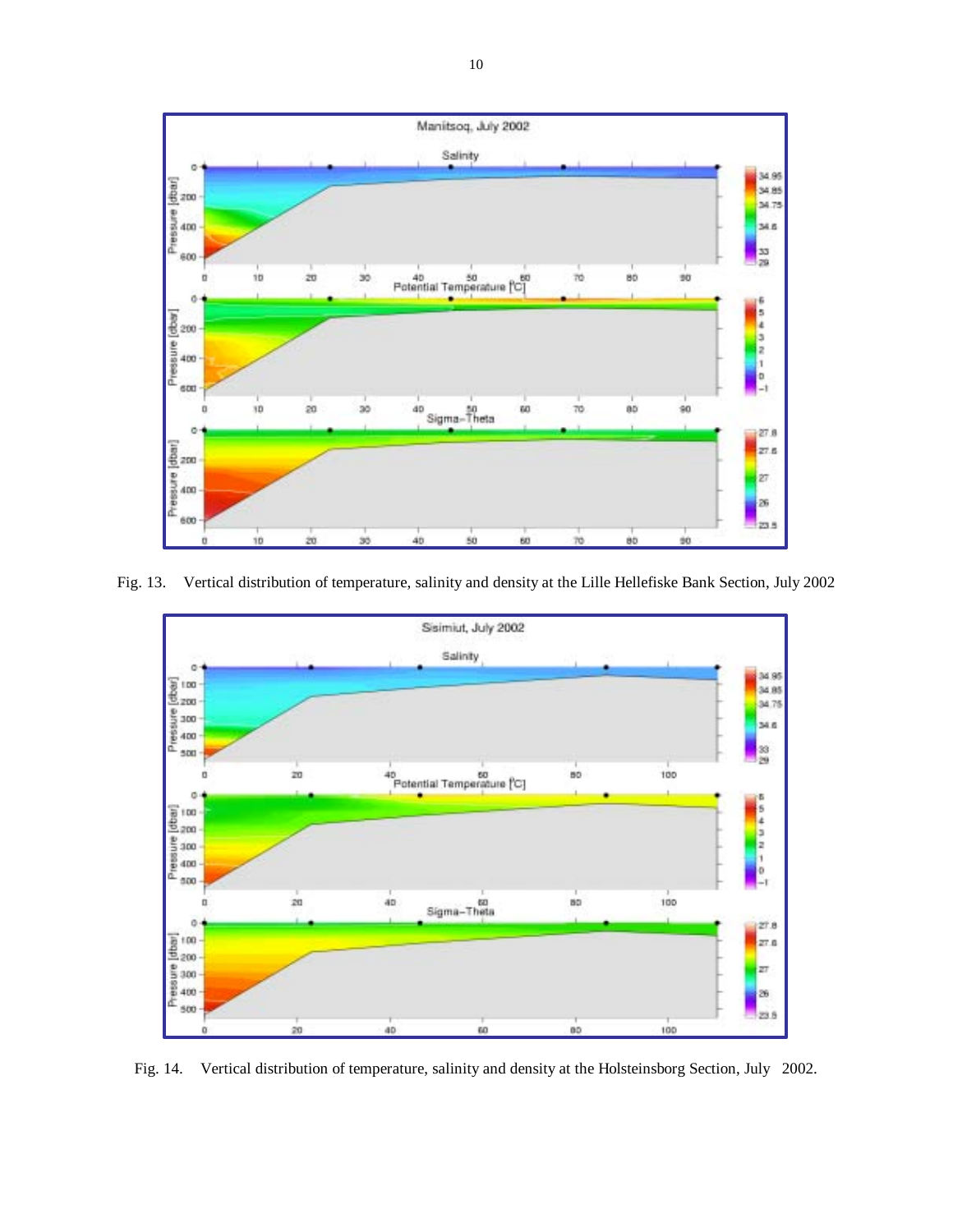Fig. 13. Vertical distribution of temperature, salinity and density at the Lille Hellefiske Bank Section, July 2002

Fig. 14. Vertical distribution of temperature, salinity and density at the Holsteinsborg Section, July 2002.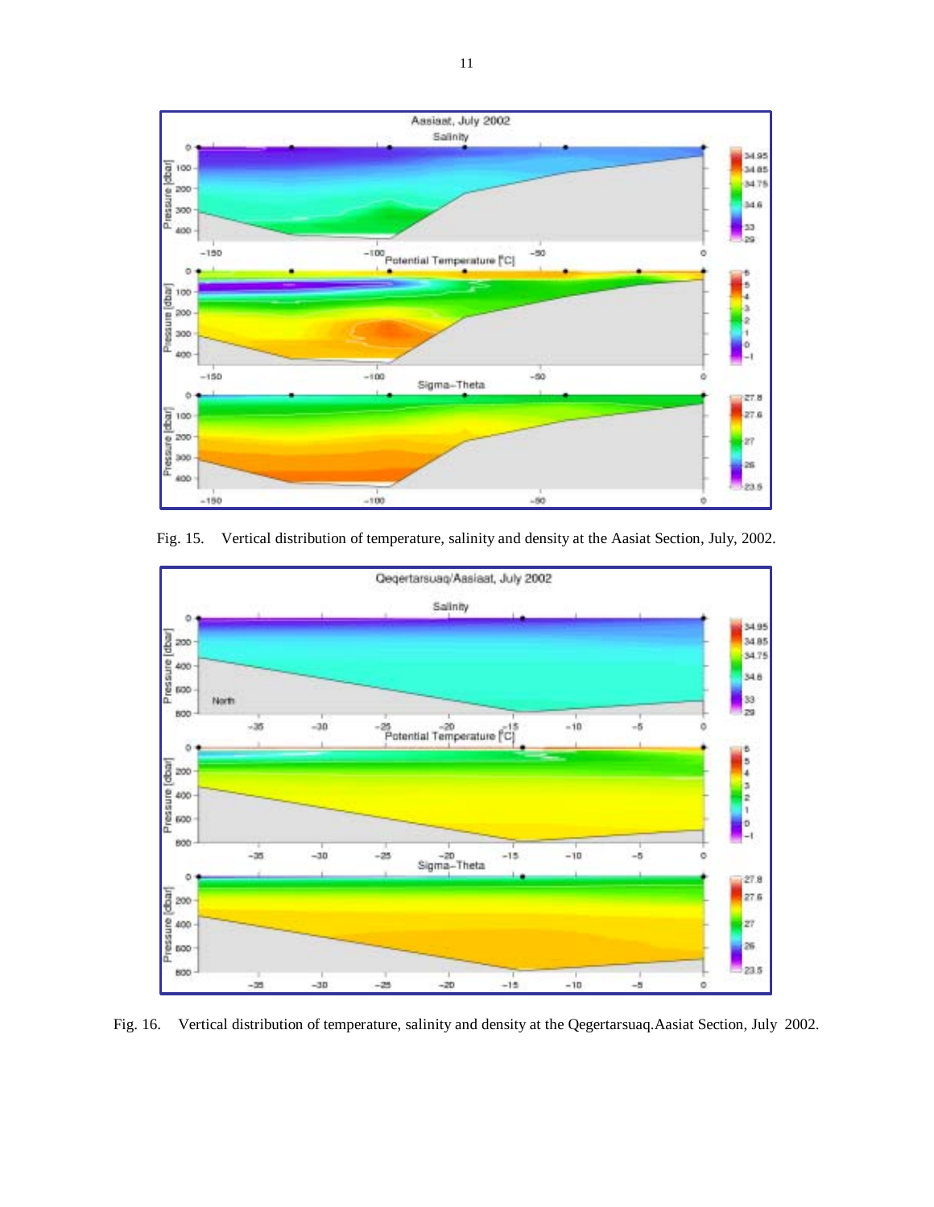Fig. 15. Vertical distribution of temperature, salinity and density at the Aasiat Section, July, 2002.

Fig. 16. Vertical distribution of temperature, salinity and density at the Qegertarsuaq.Aasiat Section, July 2002.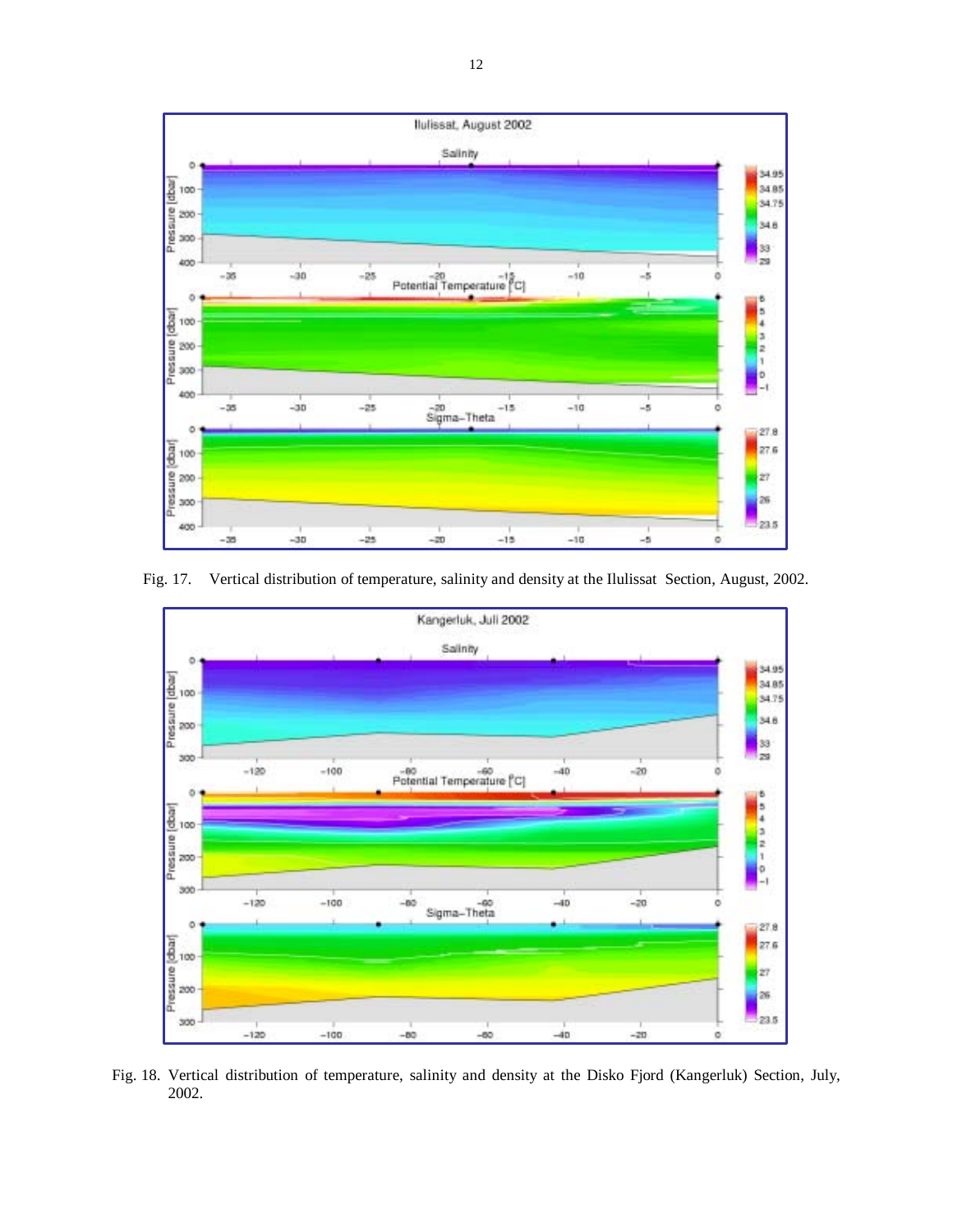Fig. 17. Vertical distribution of temperature, salinity and density at the Ilulissat Section, August, 2002.

Fig. 18. Vertical distribution of temperature, salinity and density at the Disko Fjord (Kangerluk) Section, July, 2002.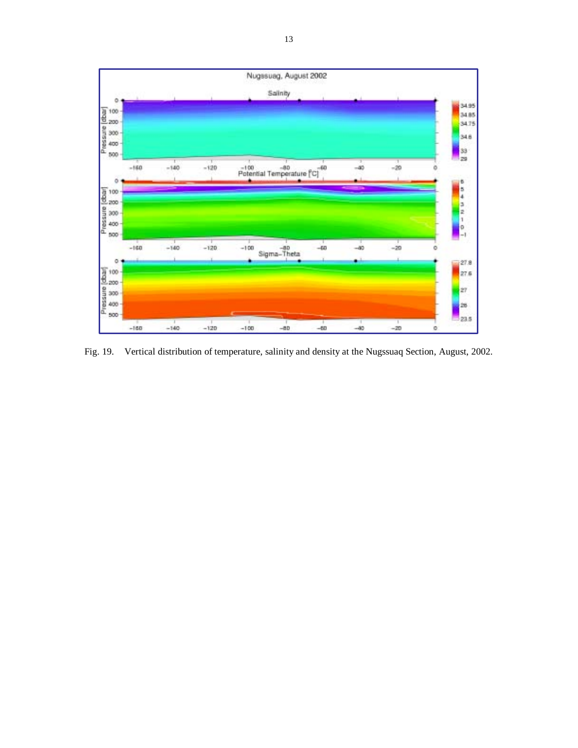Nugssuag, August 2002

Salinity

Pressure [dbar]

0
100
200
300
400
500

-160 -140 -120 -100 -80 -60 -40 -20 0

34.95
34.85
34.75
34.6
33
29

Potential Temperature [°C]

Pressure [dbar]

0
100
200
300
400
500

-160 -140 -120 -100 -80 -60 -40 -20 0

6
5
4
3
2
1
0
-1

Sigma–Theta

Pressure [dbar]

0
100
200
300
400
500

-160 -140 -120 -100 -80 -60 -40 -20 0

27.8
27.6
27
26
23.5

Fig. 19. Vertical distribution of temperature, salinity and density at the Nugssuaq Section, August, 2002.